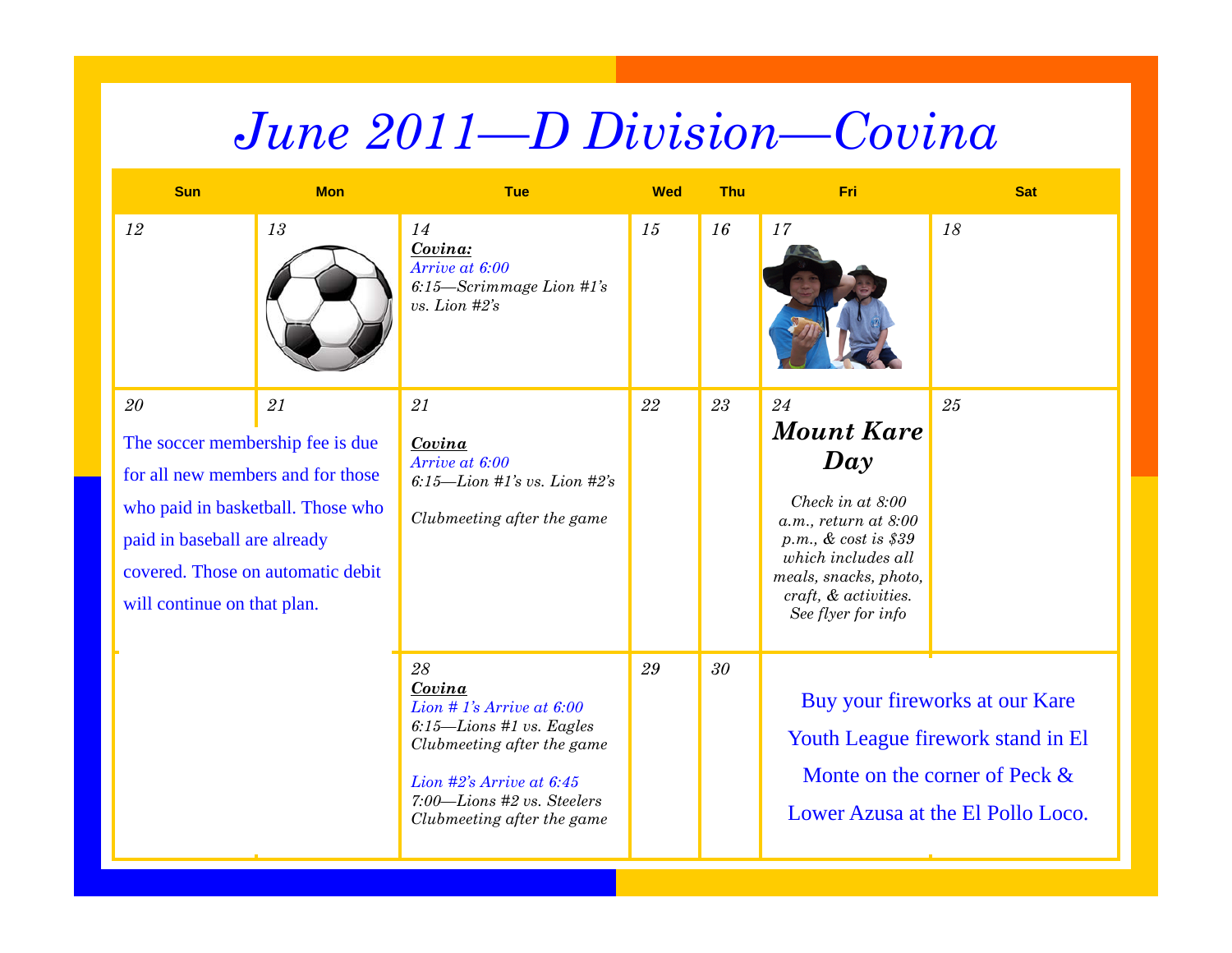# June 2011—D Division—Covina

| Sun | Mon | Tue | Wed | Thu | Fri | Sat |
|---|---|---|---|---|---|---|
| 12 | 13 | 14<br>***Covina:***<br>*Arrive at 6:00*<br>*6:15—Scrimmage Lion #1's vs. Lion #2's* | 15 | 16 | 17 | 18 |
| 20<br>The soccer membership fee is due for all new members and for those who paid in basketball. Those who paid in baseball are already covered. Those on automatic debit will continue on that plan. | 21 | 21<br>***Covina***<br>*Arrive at 6:00*<br>*6:15—Lion #1's vs. Lion #2's*<br><br>*Clubmeeting after the game* | 22 | 23 | 24<br>***Mount Kare Day***<br>*Check in at 8:00 a.m., return at 8:00 p.m., & cost is $39 which includes all meals, snacks, photo, craft, & activities. See flyer for info* | 25 |
| | | 28<br>***Covina***<br>*Lion # 1's Arrive at 6:00*<br>*6:15—Lions #1 vs. Eagles*<br>*Clubmeeting after the game*<br><br>*Lion #2's Arrive at 6:45*<br>*7:00—Lions #2 vs. Steelers*<br>*Clubmeeting after the game* | 29 | 30 | Buy your fireworks at our Kare Youth League firework stand in El Monte on the corner of Peck & Lower Azusa at the El Pollo Loco. | |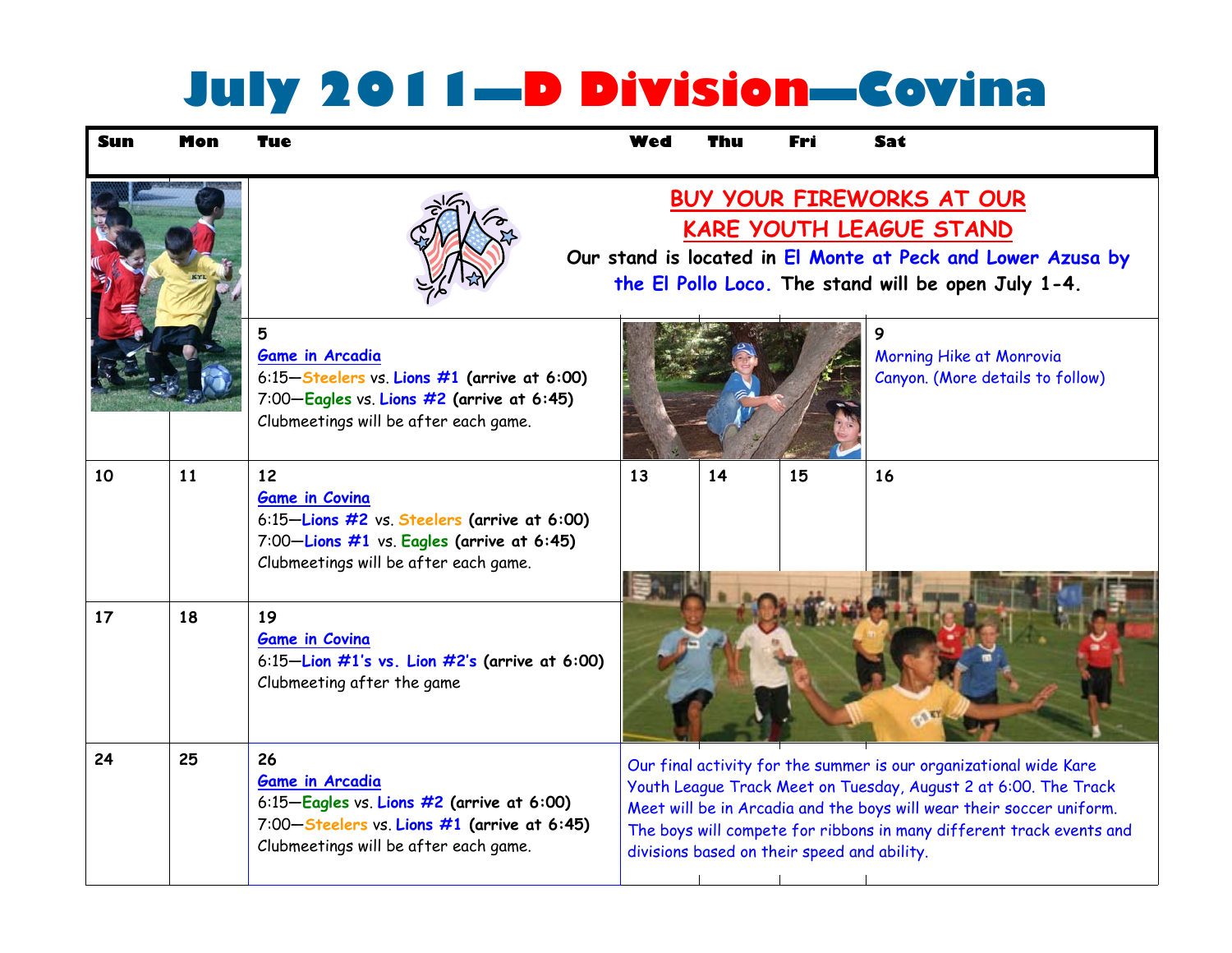# July 2011—D Division—Covina

| Sun | Mon | Tue | Wed | Thu | Fri | Sat |
| --- | --- | --- | --- | --- | --- | --- |
| | | **BUY YOUR FIREWORKS AT OUR KARE YOUTH LEAGUE STAND** Our stand is located in El Monte at Peck and Lower Azusa by the El Pollo Loco. The stand will be open July 1-4. | | | | |
| | | 5 Game in Arcadia 6:15—Steelers vs. Lions #1 **(arrive at 6:00)** 7:00—Eagles vs. Lions #2 **(arrive at 6:45)** Clubmeetings will be after each game. | | | | 9 Morning Hike at Monrovia Canyon. (More details to follow) |
| 10 | 11 | 12 Game in Covina 6:15—Lions #2 vs. Steelers **(arrive at 6:00)** 7:00—Lions #1 vs. Eagles **(arrive at 6:45)** Clubmeetings will be after each game. | 13 | 14 | 15 | 16 |
| 17 | 18 | 19 Game in Covina 6:15—Lion #1's vs. Lion #2's **(arrive at 6:00)** Clubmeeting after the game | | | | |
| 24 | 25 | 26 Game in Arcadia 6:15—Eagles vs. Lions #2 **(arrive at 6:00)** 7:00—Steelers vs. Lions #1 **(arrive at 6:45)** Clubmeetings will be after each game. | Our final activity for the summer is our organizational wide Kare Youth League Track Meet on Tuesday, August 2 at 6:00. The Track Meet will be in Arcadia and the boys will wear their soccer uniform. The boys will compete for ribbons in many different track events and divisions based on their speed and ability. | | | |